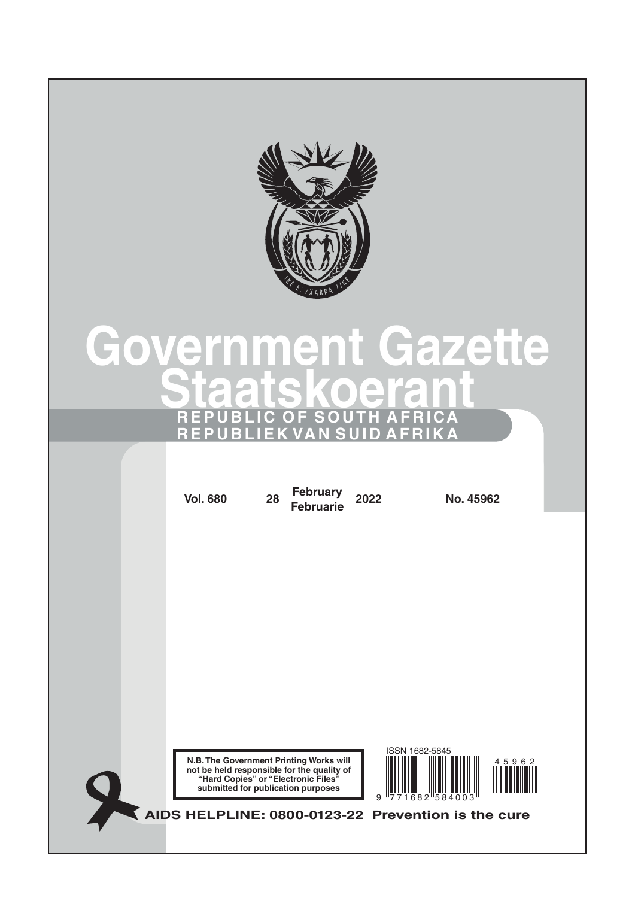# Government Gazette

# Staatskoerant

**REPUBLIC OF SOUTH AFRICA**

**REPUBLIEK VAN SUID AFRIKA**

| Vol. 680 | 28 | February Februarie | 2022 | No. 45962 |
|---|---|---|---|---|

**N.B. The Government Printing Works will not be held responsible for the quality of "Hard Copies" or "Electronic Files" submitted for publication purposes**

ISSN 1682-5845

9 771682 584003

45962

**AIDS HELPLINE: 0800-0123-22 Prevention is the cure**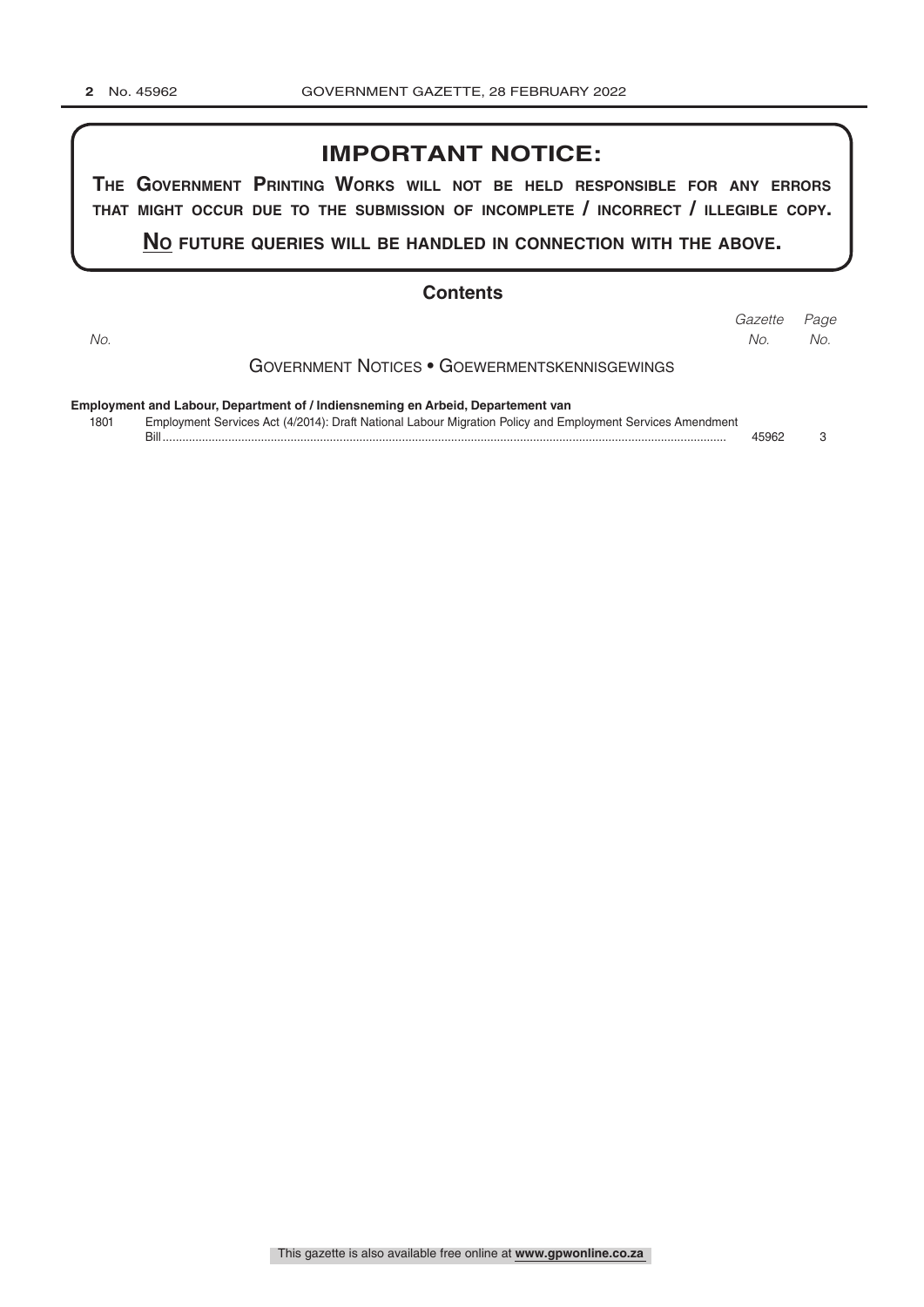## IMPORTANT NOTICE:

**THE GOVERNMENT PRINTING WORKS WILL NOT BE HELD RESPONSIBLE FOR ANY ERRORS THAT MIGHT OCCUR DUE TO THE SUBMISSION OF INCOMPLETE / INCORRECT / ILLEGIBLE COPY.**

**NO FUTURE QUERIES WILL BE HANDLED IN CONNECTION WITH THE ABOVE.**

## Contents

| *No.* | | *Gazette No.* | *Page No.* |
|---|---|---|---|
| | **GOVERNMENT NOTICES • GOEWERMENTSKENNISGEWINGS** | | |
| | **Employment and Labour, Department of / Indiensneming en Arbeid, Departement van** | | |
| 1801 | Employment Services Act (4/2014): Draft National Labour Migration Policy and Employment Services Amendment Bill | 45962 | 3 |

This gazette is also available free online at **www.gpwonline.co.za**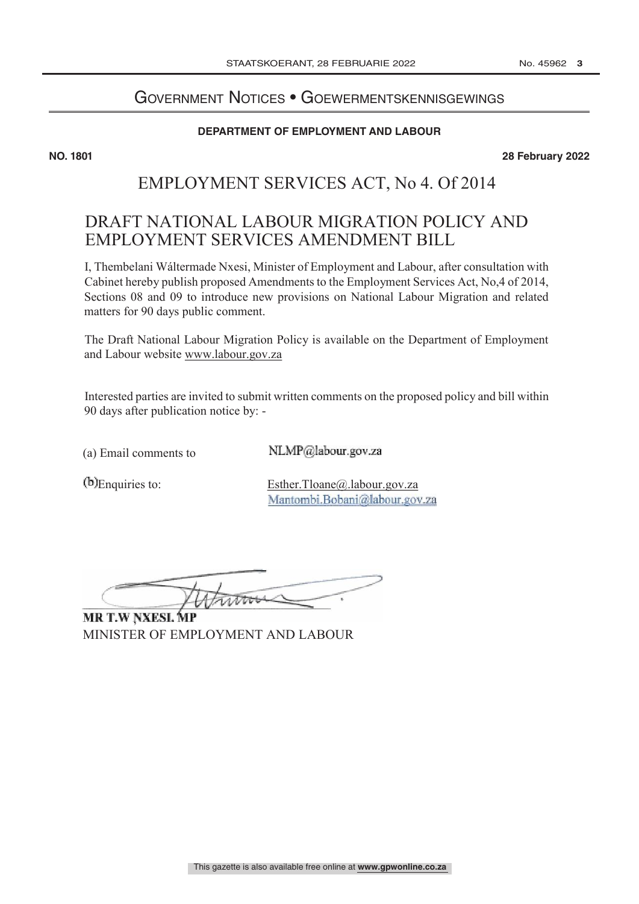# Government Notices • Goewermentskennisgewings

**DEPARTMENT OF EMPLOYMENT AND LABOUR**

**NO. 1801** **28 February 2022**

## EMPLOYMENT SERVICES ACT, No 4. Of 2014

## DRAFT NATIONAL LABOUR MIGRATION POLICY AND EMPLOYMENT SERVICES AMENDMENT BILL

I, Thembelani Wáltermade Nxesi, Minister of Employment and Labour, after consultation with Cabinet hereby publish proposed Amendments to the Employment Services Act, No,4 of 2014, Sections 08 and 09 to introduce new provisions on National Labour Migration and related matters for 90 days public comment.

The Draft National Labour Migration Policy is available on the Department of Employment and Labour website www.labour.gov.za

Interested parties are invited to submit written comments on the proposed policy and bill within 90 days after publication notice by: -

(a) Email comments to NLMP@labour.gov.za

(b) Enquiries to: Esther.Tloane@.labour.gov.za
Mantombi.Bobani@labour.gov.za

**MR T.W NXESI. MP**
MINISTER OF EMPLOYMENT AND LABOUR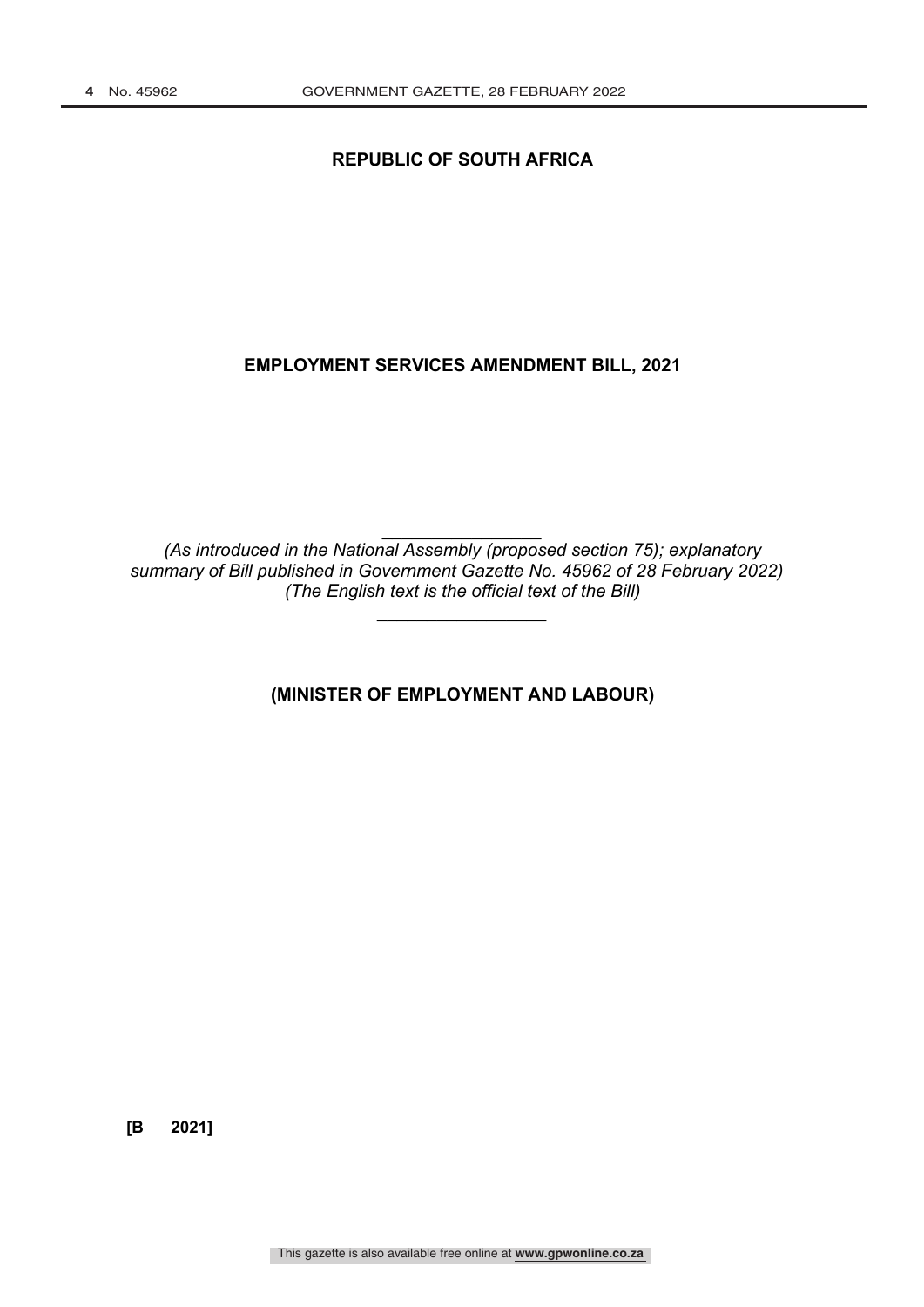**REPUBLIC OF SOUTH AFRICA**

# EMPLOYMENT SERVICES AMENDMENT BILL, 2021

---

*(As introduced in the National Assembly (proposed section 75); explanatory summary of Bill published in Government Gazette No. 45962 of 28 February 2022)*
*(The English text is the official text of the Bill)*

---

**(MINISTER OF EMPLOYMENT AND LABOUR)**

**[B 2021]**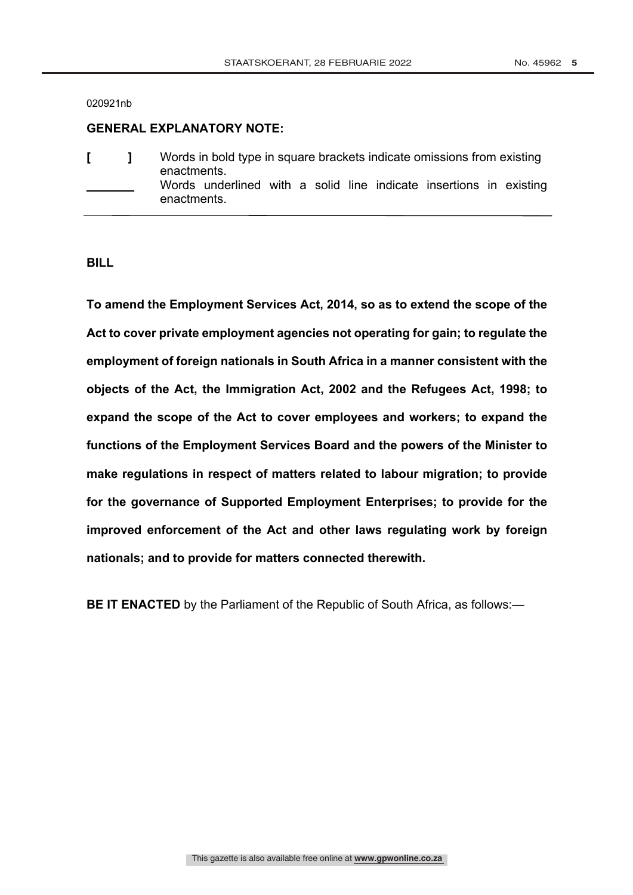020921nb

**GENERAL EXPLANATORY NOTE:**

| | |
|---|---|
| **[ ]** | Words in bold type in square brackets indicate omissions from existing enactments. |
| ______ | Words underlined with a solid line indicate insertions in existing enactments. |

**BILL**

**To amend the Employment Services Act, 2014, so as to extend the scope of the Act to cover private employment agencies not operating for gain; to regulate the employment of foreign nationals in South Africa in a manner consistent with the objects of the Act, the Immigration Act, 2002 and the Refugees Act, 1998; to expand the scope of the Act to cover employees and workers; to expand the functions of the Employment Services Board and the powers of the Minister to make regulations in respect of matters related to labour migration; to provide for the governance of Supported Employment Enterprises; to provide for the improved enforcement of the Act and other laws regulating work by foreign nationals; and to provide for matters connected therewith.**

**BE IT ENACTED** by the Parliament of the Republic of South Africa, as follows:—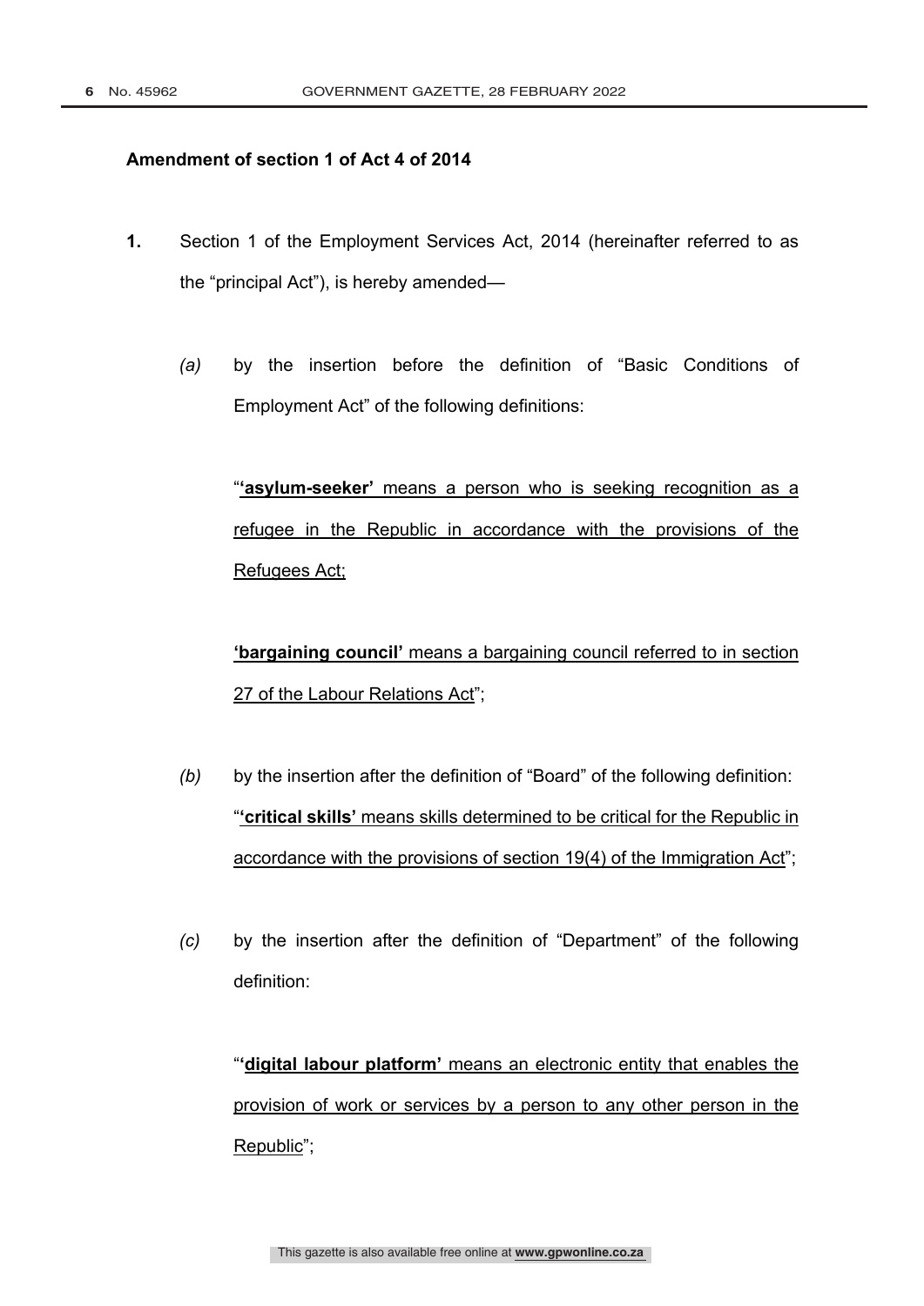**Amendment of section 1 of Act 4 of 2014**

**1.** Section 1 of the Employment Services Act, 2014 (hereinafter referred to as the "principal Act"), is hereby amended—

*(a)* by the insertion before the definition of "Basic Conditions of Employment Act" of the following definitions:

"<u>**'asylum-seeker'** means a person who is seeking recognition as a refugee in the Republic in accordance with the provisions of the Refugees Act;</u>

<u>**'bargaining council'** means a bargaining council referred to in section 27 of the Labour Relations Act</u>";

*(b)* by the insertion after the definition of "Board" of the following definition:
"<u>**'critical skills'** means skills determined to be critical for the Republic in accordance with the provisions of section 19(4) of the Immigration Act</u>";

*(c)* by the insertion after the definition of "Department" of the following definition:

"<u>**'digital labour platform'** means an electronic entity that enables the provision of work or services by a person to any other person in the Republic</u>";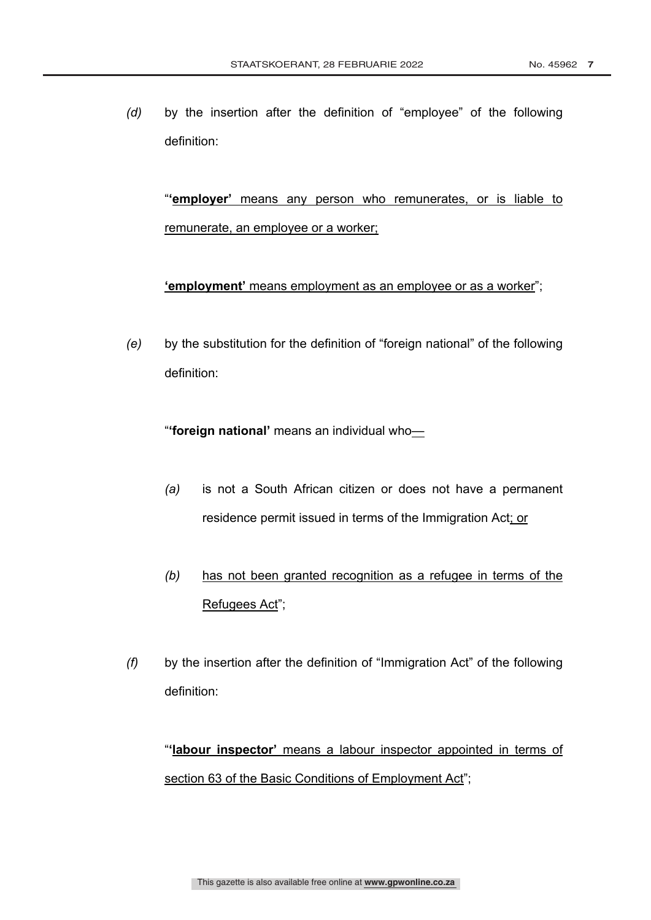*(d)* by the insertion after the definition of "employee" of the following definition:

> "**'employer'** means any person who remunerates, or is liable to remunerate, an employee or a worker;
>
> **'employment'** means employment as an employee or as a worker";

*(e)* by the substitution for the definition of "foreign national" of the following definition:

> "**'foreign national'** means an individual who—
>
> *(a)* is not a South African citizen or does not have a permanent residence permit issued in terms of the Immigration Act; or
>
> *(b)* has not been granted recognition as a refugee in terms of the Refugees Act";

*(f)* by the insertion after the definition of "Immigration Act" of the following definition:

> "**'labour inspector'** means a labour inspector appointed in terms of section 63 of the Basic Conditions of Employment Act";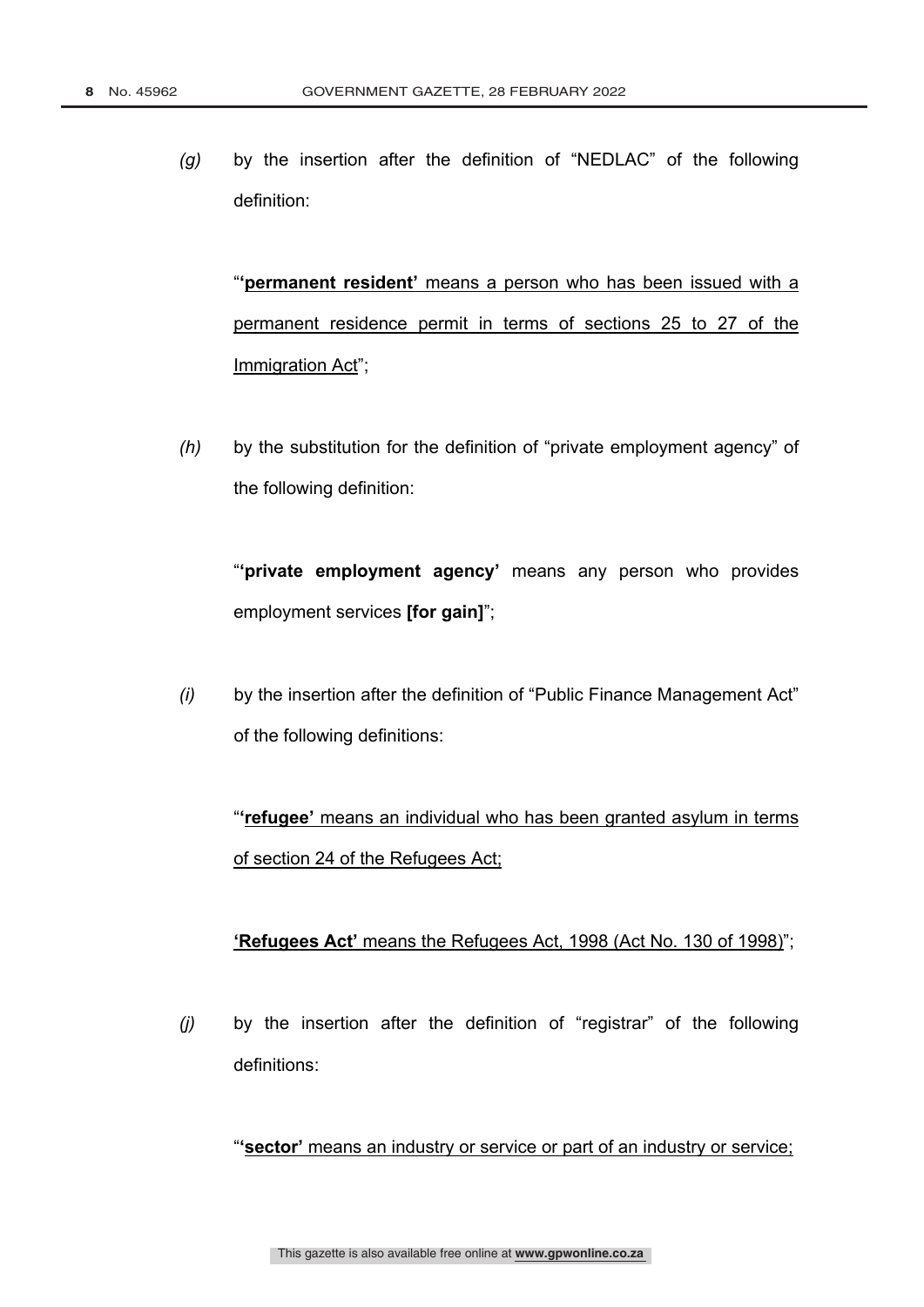*(g)* by the insertion after the definition of "NEDLAC" of the following definition:

"**'permanent resident'** means a person who has been issued with a permanent residence permit in terms of sections 25 to 27 of the Immigration Act";

*(h)* by the substitution for the definition of "private employment agency" of the following definition:

"**'private employment agency'** means any person who provides employment services **[for gain]**";

*(i)* by the insertion after the definition of "Public Finance Management Act" of the following definitions:

"**'refugee'** means an individual who has been granted asylum in terms of section 24 of the Refugees Act;

**'Refugees Act'** means the Refugees Act, 1998 (Act No. 130 of 1998)";

*(j)* by the insertion after the definition of "registrar" of the following definitions:

"**'sector'** means an industry or service or part of an industry or service;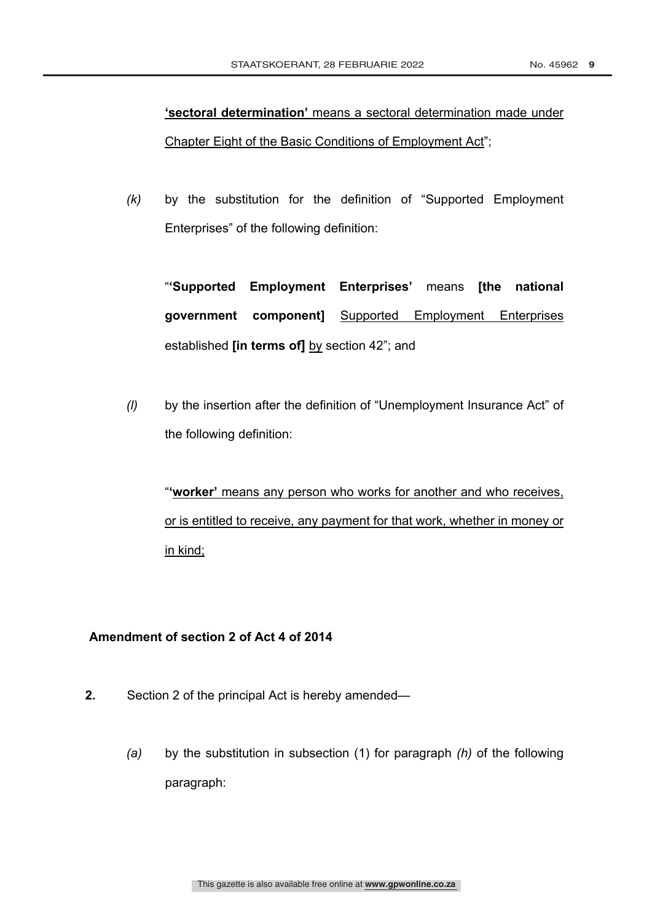<u>**'sectoral determination'** means a sectoral determination made under Chapter Eight of the Basic Conditions of Employment Act</u>";

*(k)* by the substitution for the definition of "Supported Employment Enterprises" of the following definition:

"**'Supported Employment Enterprises'** means **[the national government component]** <u>Supported Employment Enterprises</u> established **[in terms of]** <u>by</u> section 42"; and

*(l)* by the insertion after the definition of "Unemployment Insurance Act" of the following definition:

"<u>**'worker'** means any person who works for another and who receives, or is entitled to receive, any payment for that work, whether in money or in kind;</u>

**Amendment of section 2 of Act 4 of 2014**

**2.** Section 2 of the principal Act is hereby amended—

*(a)* by the substitution in subsection (1) for paragraph *(h)* of the following paragraph: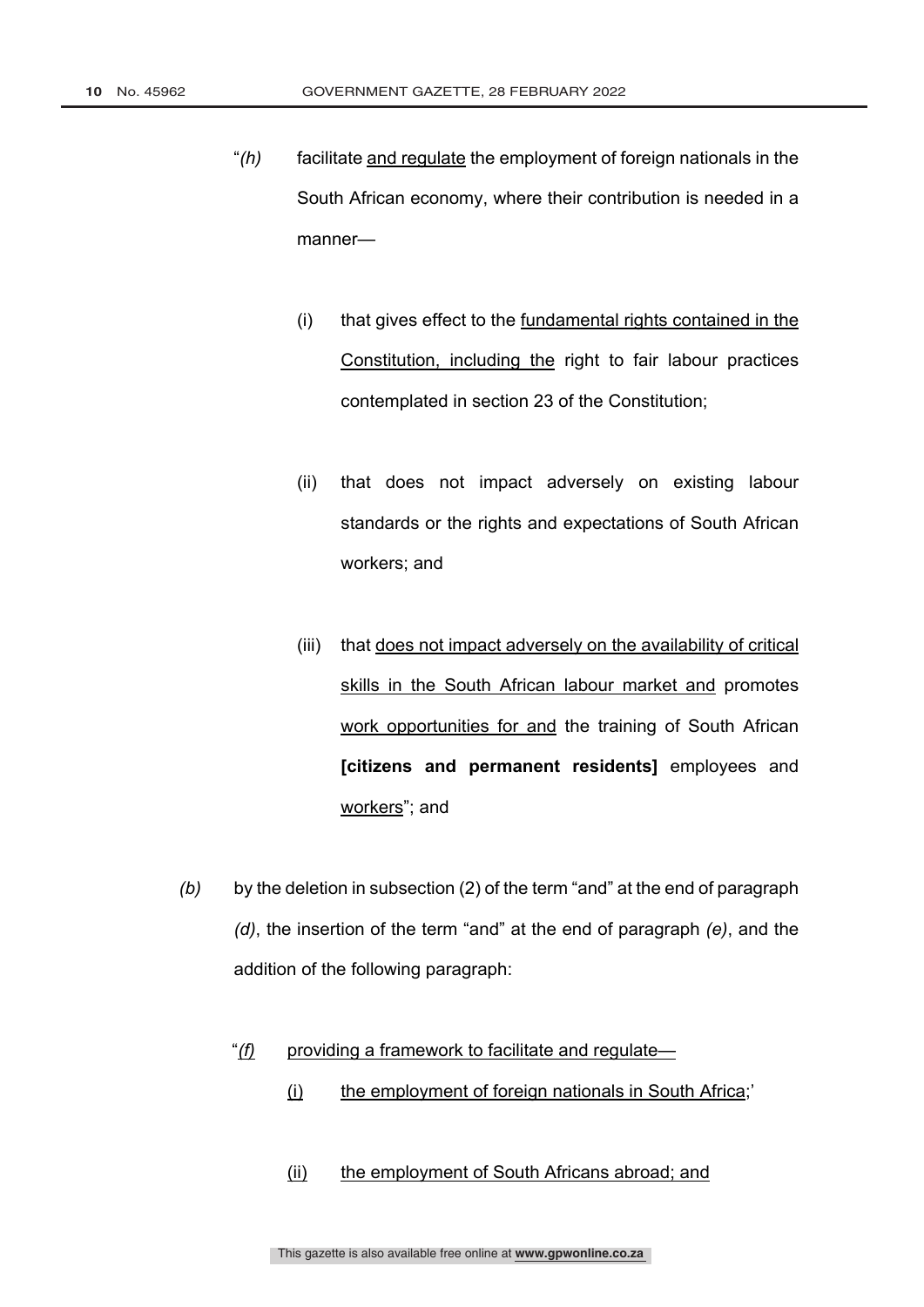"*(h)* facilitate <u>and regulate</u> the employment of foreign nationals in the South African economy, where their contribution is needed in a manner—

(i) that gives effect to the <u>fundamental rights contained in the Constitution, including the</u> right to fair labour practices contemplated in section 23 of the Constitution;

(ii) that does not impact adversely on existing labour standards or the rights and expectations of South African workers; and

(iii) that <u>does not impact adversely on the availability of critical skills in the South African labour market and</u> promotes <u>work opportunities for and</u> the training of South African **[citizens and permanent residents]** employees and <u>workers</u>"; and

*(b)* by the deletion in subsection (2) of the term "and" at the end of paragraph *(d)*, the insertion of the term "and" at the end of paragraph *(e)*, and the addition of the following paragraph:

"<u>*(f)*</u> <u>providing a framework to facilitate and regulate—</u>

<u>(i)</u> <u>the employment of foreign nationals in South Africa</u>;'

<u>(ii)</u> <u>the employment of South Africans abroad; and</u>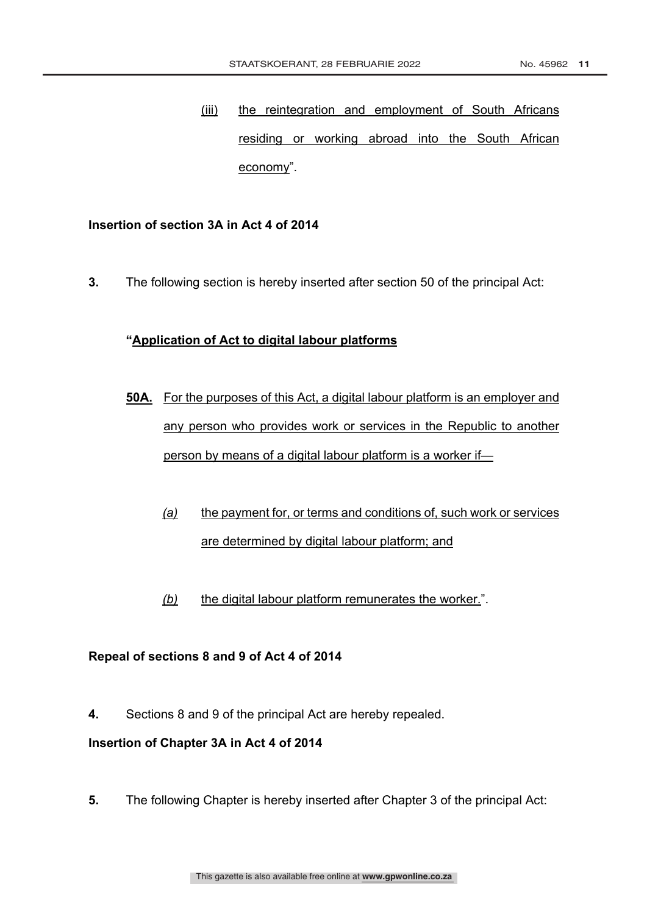(iii) the reintegration and employment of South Africans residing or working abroad into the South African economy".

**Insertion of section 3A in Act 4 of 2014**

**3.** The following section is hereby inserted after section 50 of the principal Act:

**"Application of Act to digital labour platforms**

**50A.** For the purposes of this Act, a digital labour platform is an employer and any person who provides work or services in the Republic to another person by means of a digital labour platform is a worker if—

*(a)* the payment for, or terms and conditions of, such work or services are determined by digital labour platform; and

*(b)* the digital labour platform remunerates the worker.".

**Repeal of sections 8 and 9 of Act 4 of 2014**

**4.** Sections 8 and 9 of the principal Act are hereby repealed.

**Insertion of Chapter 3A in Act 4 of 2014**

**5.** The following Chapter is hereby inserted after Chapter 3 of the principal Act: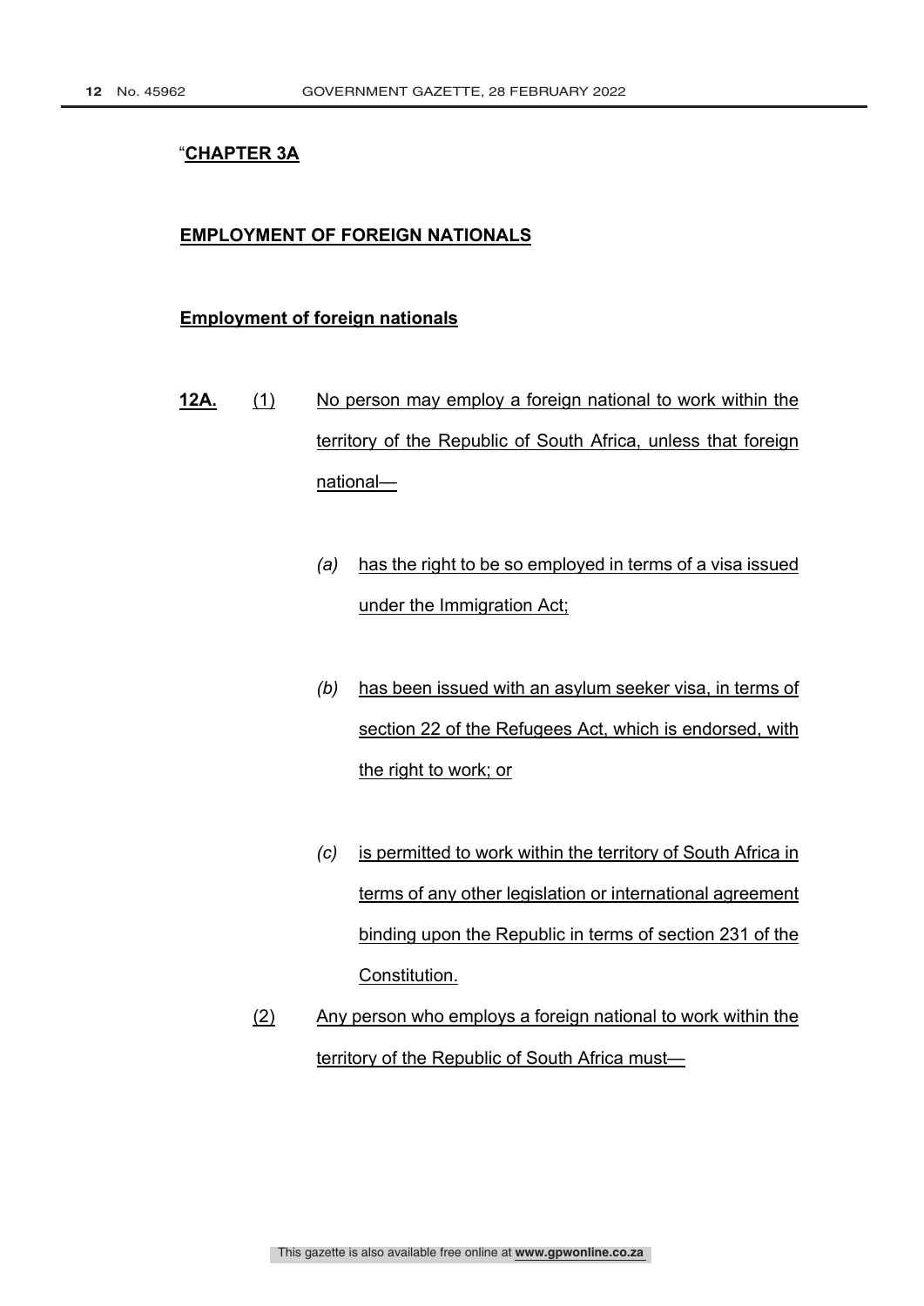"**CHAPTER 3A**

**EMPLOYMENT OF FOREIGN NATIONALS**

**Employment of foreign nationals**

**12A.** (1) No person may employ a foreign national to work within the territory of the Republic of South Africa, unless that foreign national—

*(a)* has the right to be so employed in terms of a visa issued under the Immigration Act;

*(b)* has been issued with an asylum seeker visa, in terms of section 22 of the Refugees Act, which is endorsed, with the right to work; or

*(c)* is permitted to work within the territory of South Africa in terms of any other legislation or international agreement binding upon the Republic in terms of section 231 of the Constitution.

(2) Any person who employs a foreign national to work within the territory of the Republic of South Africa must—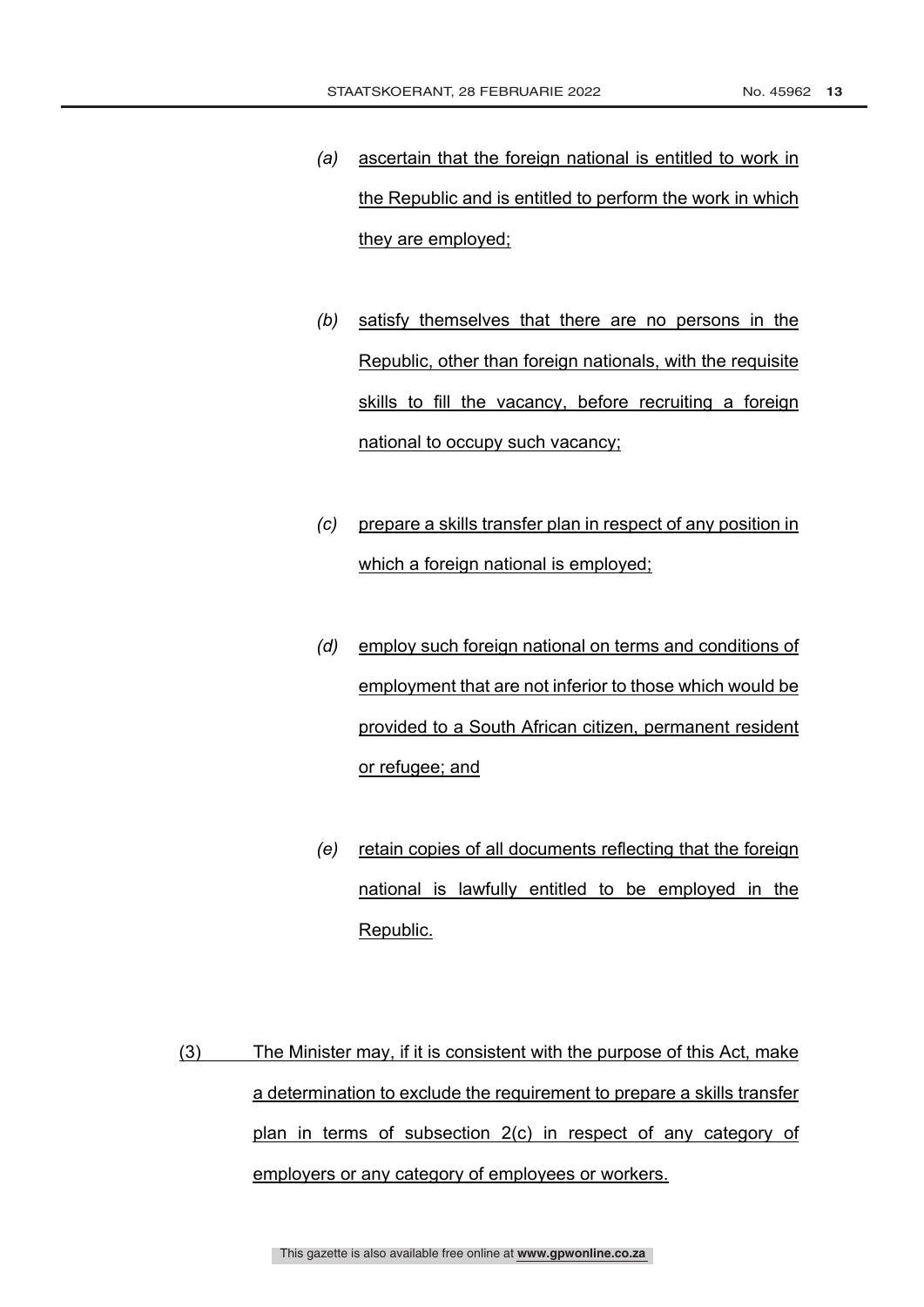*(a)* ascertain that the foreign national is entitled to work in the Republic and is entitled to perform the work in which they are employed;

*(b)* satisfy themselves that there are no persons in the Republic, other than foreign nationals, with the requisite skills to fill the vacancy, before recruiting a foreign national to occupy such vacancy;

*(c)* prepare a skills transfer plan in respect of any position in which a foreign national is employed;

*(d)* employ such foreign national on terms and conditions of employment that are not inferior to those which would be provided to a South African citizen, permanent resident or refugee; and

*(e)* retain copies of all documents reflecting that the foreign national is lawfully entitled to be employed in the Republic.

(3) The Minister may, if it is consistent with the purpose of this Act, make a determination to exclude the requirement to prepare a skills transfer plan in terms of subsection 2(c) in respect of any category of employers or any category of employees or workers.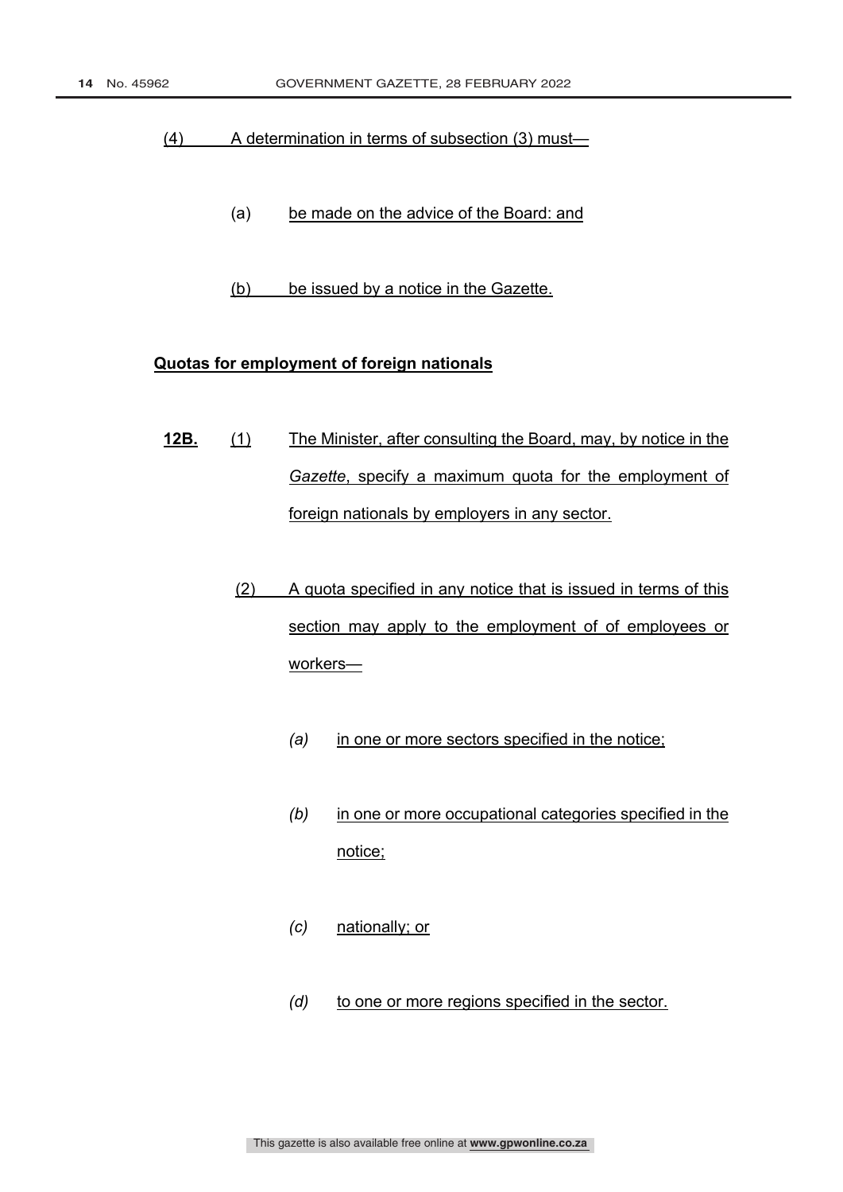(4) A determination in terms of subsection (3) must—

(a) be made on the advice of the Board: and

(b) be issued by a notice in the Gazette.

**Quotas for employment of foreign nationals**

**12B.** (1) The Minister, after consulting the Board, may, by notice in the *Gazette*, specify a maximum quota for the employment of foreign nationals by employers in any sector.

(2) A quota specified in any notice that is issued in terms of this section may apply to the employment of of employees or workers—

*(a)* in one or more sectors specified in the notice;

*(b)* in one or more occupational categories specified in the notice;

*(c)* nationally; or

*(d)* to one or more regions specified in the sector.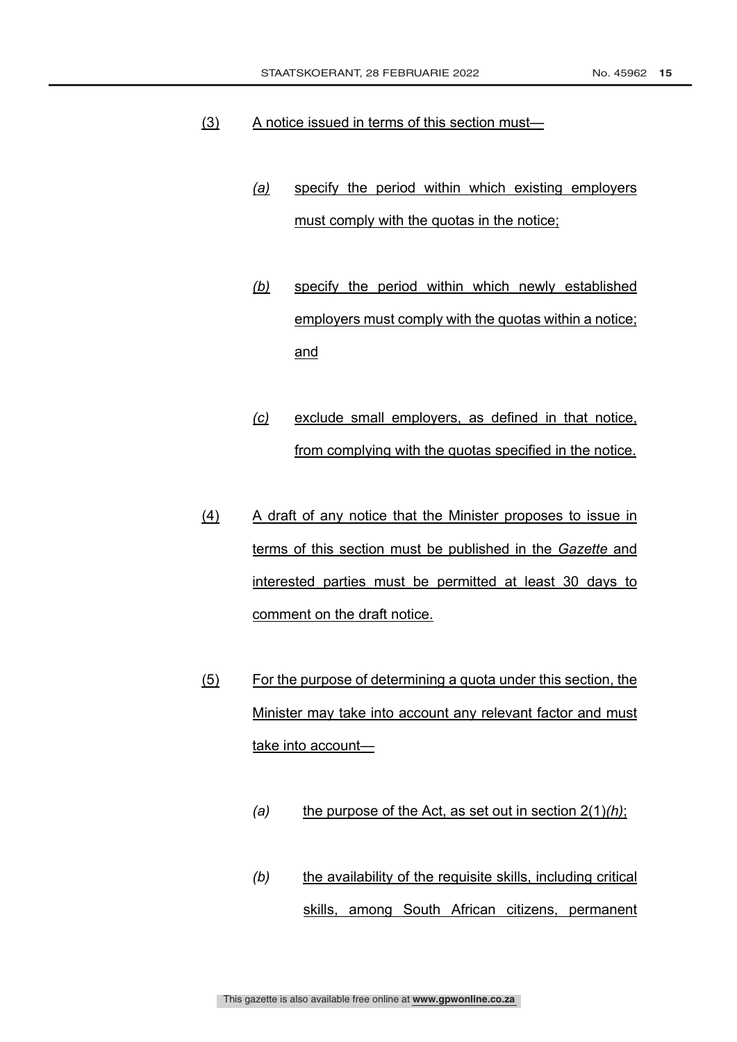(3) A notice issued in terms of this section must—

> *(a)* specify the period within which existing employers must comply with the quotas in the notice;
>
> *(b)* specify the period within which newly established employers must comply with the quotas within a notice; and
>
> *(c)* exclude small employers, as defined in that notice, from complying with the quotas specified in the notice.

(4) A draft of any notice that the Minister proposes to issue in terms of this section must be published in the *Gazette* and interested parties must be permitted at least 30 days to comment on the draft notice.

(5) For the purpose of determining a quota under this section, the Minister may take into account any relevant factor and must take into account—

> *(a)* the purpose of the Act, as set out in section 2(1)*(h)*;
>
> *(b)* the availability of the requisite skills, including critical skills, among South African citizens, permanent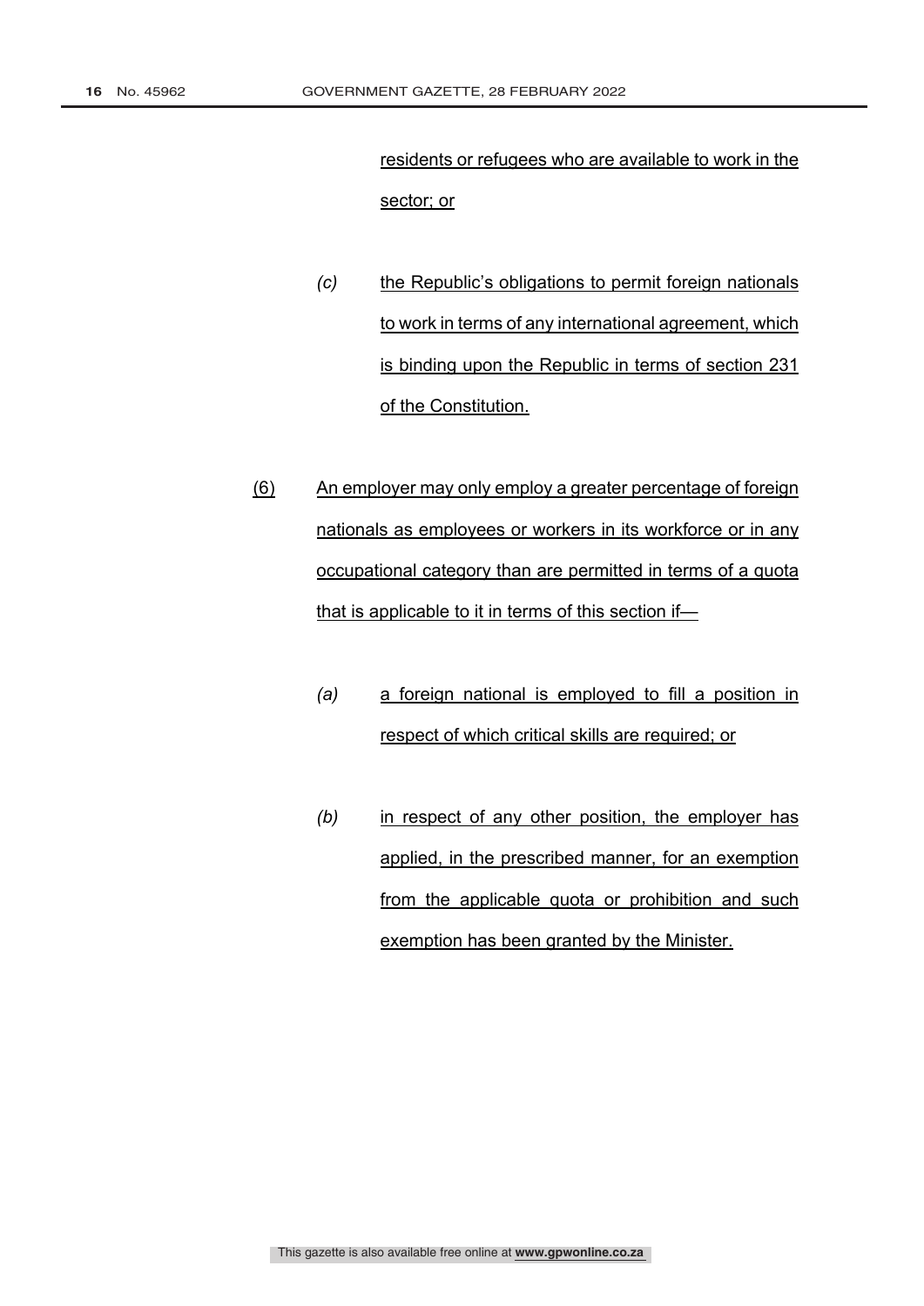residents or refugees who are available to work in the sector; or

*(c)* the Republic's obligations to permit foreign nationals to work in terms of any international agreement, which is binding upon the Republic in terms of section 231 of the Constitution.

(6) An employer may only employ a greater percentage of foreign nationals as employees or workers in its workforce or in any occupational category than are permitted in terms of a quota that is applicable to it in terms of this section if—

*(a)* a foreign national is employed to fill a position in respect of which critical skills are required; or

*(b)* in respect of any other position, the employer has applied, in the prescribed manner, for an exemption from the applicable quota or prohibition and such exemption has been granted by the Minister.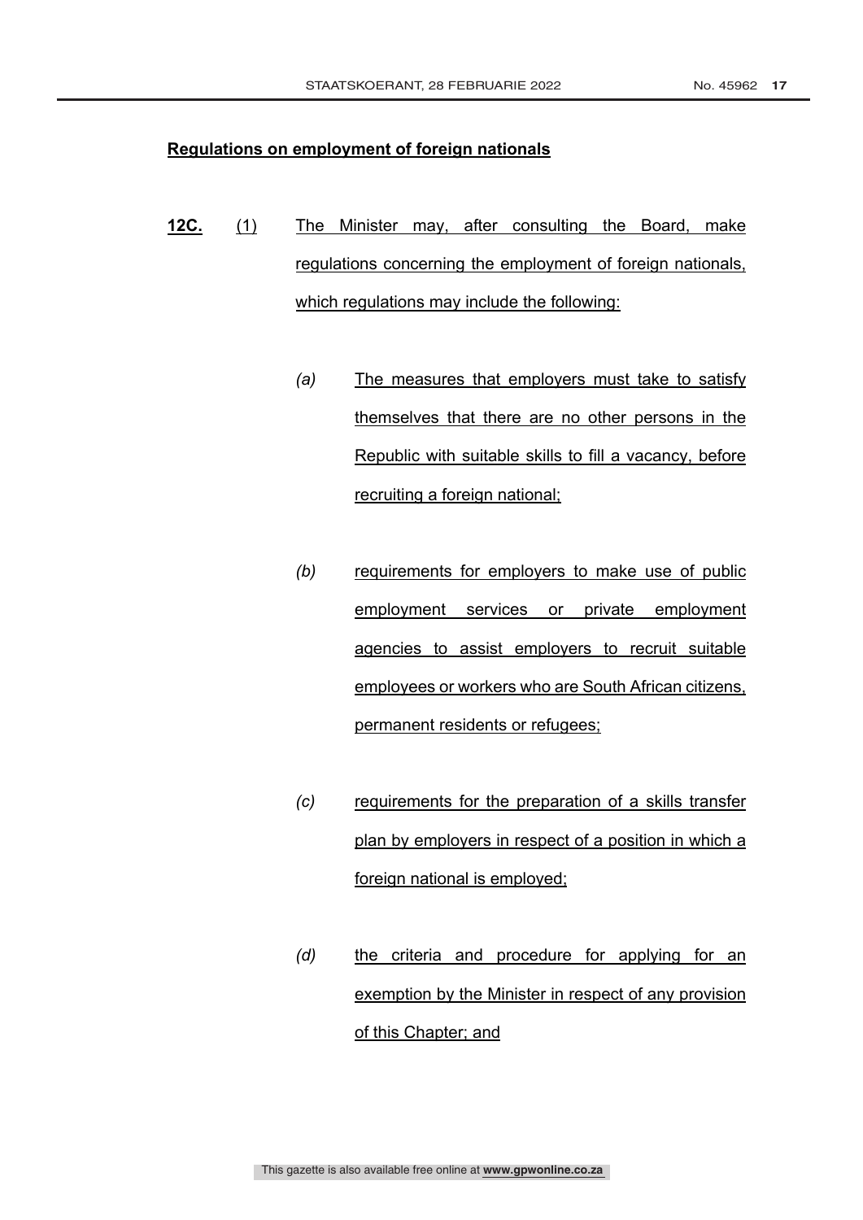**Regulations on employment of foreign nationals**

**12C.** (1) The Minister may, after consulting the Board, make regulations concerning the employment of foreign nationals, which regulations may include the following:

*(a)* The measures that employers must take to satisfy themselves that there are no other persons in the Republic with suitable skills to fill a vacancy, before recruiting a foreign national;

*(b)* requirements for employers to make use of public employment services or private employment agencies to assist employers to recruit suitable employees or workers who are South African citizens, permanent residents or refugees;

*(c)* requirements for the preparation of a skills transfer plan by employers in respect of a position in which a foreign national is employed;

*(d)* the criteria and procedure for applying for an exemption by the Minister in respect of any provision of this Chapter; and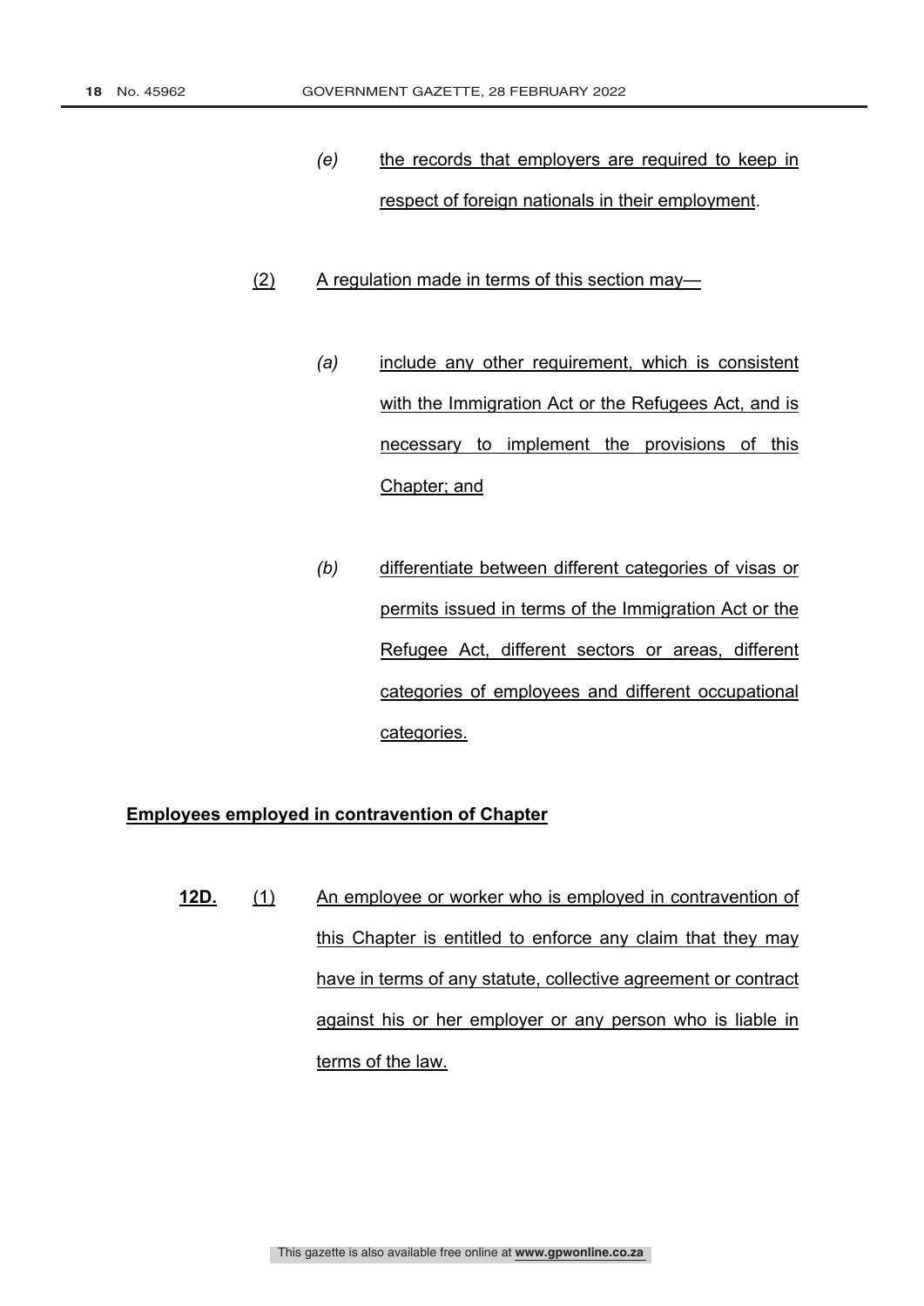*(e)* the records that employers are required to keep in respect of foreign nationals in their employment.

(2) A regulation made in terms of this section may—

*(a)* include any other requirement, which is consistent with the Immigration Act or the Refugees Act, and is necessary to implement the provisions of this Chapter; and

*(b)* differentiate between different categories of visas or permits issued in terms of the Immigration Act or the Refugee Act, different sectors or areas, different categories of employees and different occupational categories.

**Employees employed in contravention of Chapter**

**12D.** (1) An employee or worker who is employed in contravention of this Chapter is entitled to enforce any claim that they may have in terms of any statute, collective agreement or contract against his or her employer or any person who is liable in terms of the law.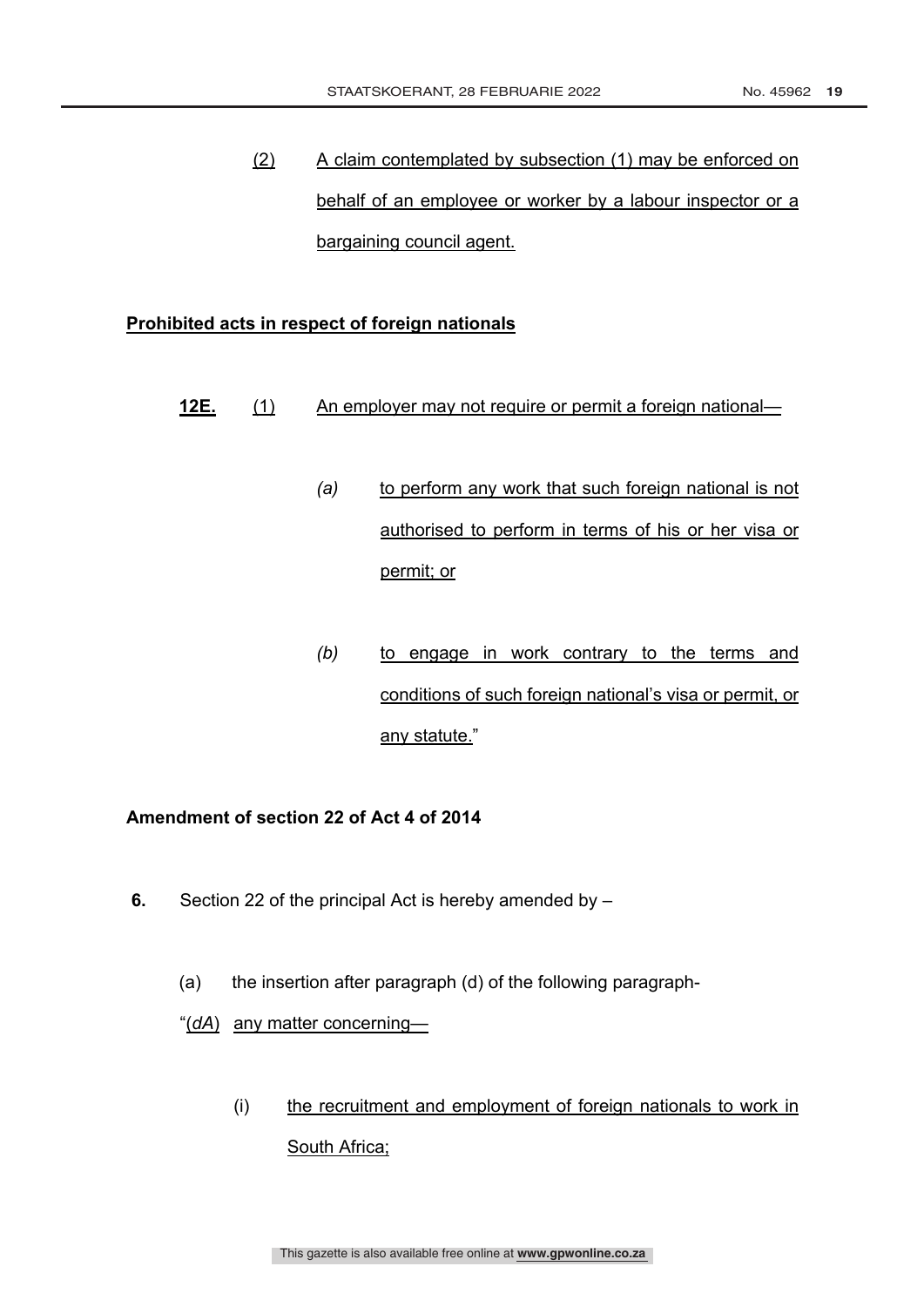(2) A claim contemplated by subsection (1) may be enforced on behalf of an employee or worker by a labour inspector or a bargaining council agent.

**Prohibited acts in respect of foreign nationals**

**12E.** (1) An employer may not require or permit a foreign national—

*(a)* to perform any work that such foreign national is not authorised to perform in terms of his or her visa or permit; or

*(b)* to engage in work contrary to the terms and conditions of such foreign national's visa or permit, or any statute."

**Amendment of section 22 of Act 4 of 2014**

**6.** Section 22 of the principal Act is hereby amended by –

(a) the insertion after paragraph (d) of the following paragraph-

"(*dA*) any matter concerning—

(i) the recruitment and employment of foreign nationals to work in South Africa;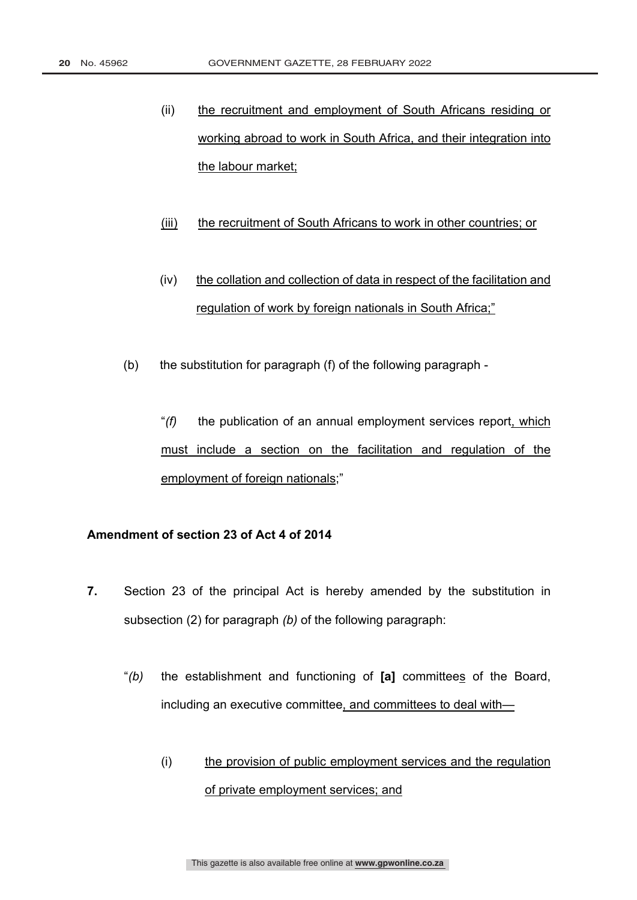(ii) <u>the recruitment and employment of South Africans residing or working abroad to work in South Africa, and their integration into the labour market;</u>

<u>(iii)</u> <u>the recruitment of South Africans to work in other countries; or</u>

(iv) <u>the collation and collection of data in respect of the facilitation and regulation of work by foreign nationals in South Africa;</u>"

(b) the substitution for paragraph (f) of the following paragraph -

"*(f)* the publication of an annual employment services report<u>, which must include a section on the facilitation and regulation of the employment of foreign nationals</u>;"

**Amendment of section 23 of Act 4 of 2014**

**7.** Section 23 of the principal Act is hereby amended by the substitution in subsection (2) for paragraph *(b)* of the following paragraph:

"*(b)* the establishment and functioning of **[a]** committee<u>s</u> of the Board, including an executive committee<u>, and committees to deal with—</u>

(i) <u>the provision of public employment services and the regulation of private employment services; and</u>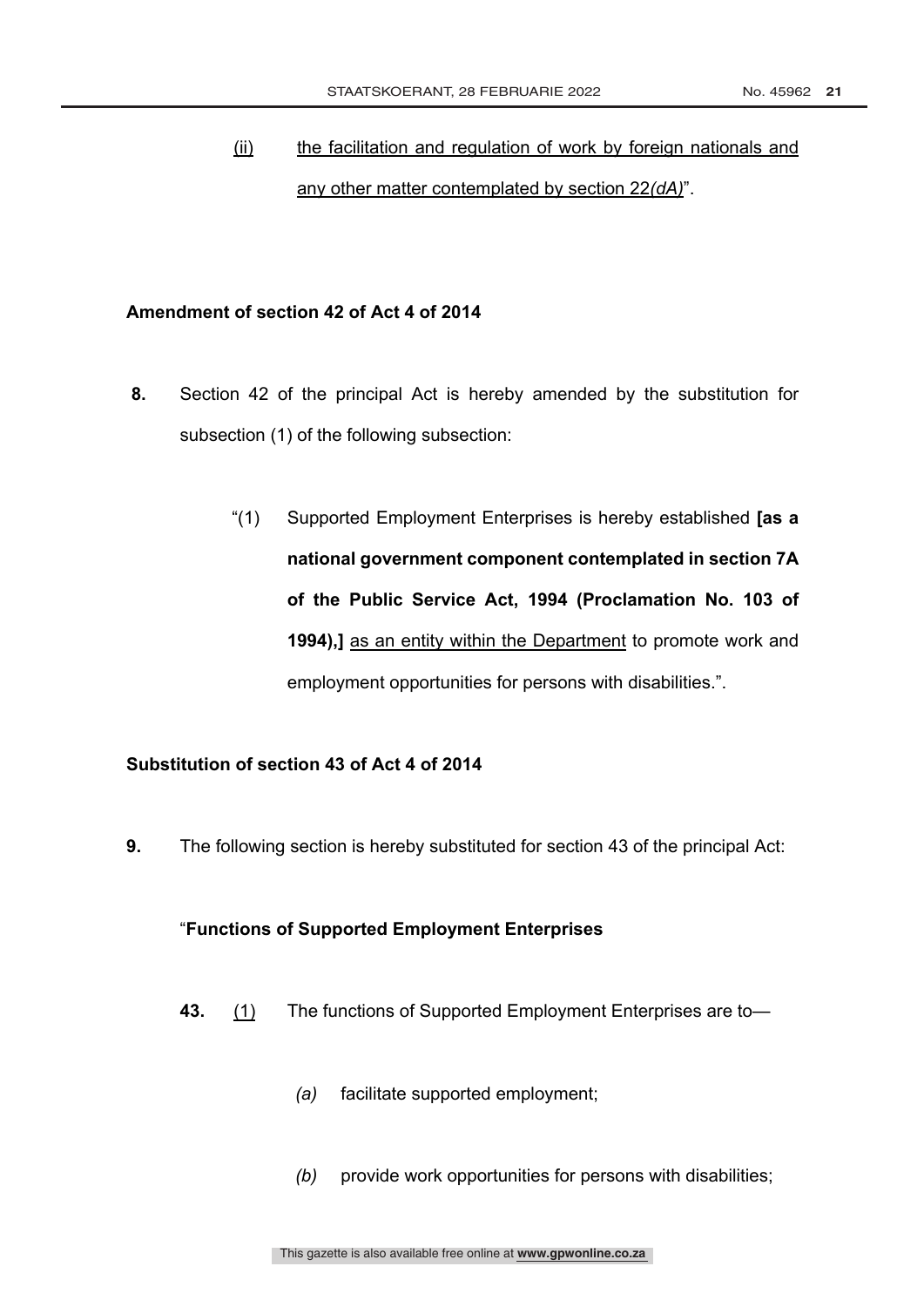(ii) <u>the facilitation and regulation of work by foreign nationals and any other matter contemplated by section 22*(dA)*</u>".

**Amendment of section 42 of Act 4 of 2014**

**8.** Section 42 of the principal Act is hereby amended by the substitution for subsection (1) of the following subsection:

"(1) Supported Employment Enterprises is hereby established **[as a national government component contemplated in section 7A of the Public Service Act, 1994 (Proclamation No. 103 of 1994),]** <u>as an entity within the Department</u> to promote work and employment opportunities for persons with disabilities.".

**Substitution of section 43 of Act 4 of 2014**

**9.** The following section is hereby substituted for section 43 of the principal Act:

"**Functions of Supported Employment Enterprises**

**43.** <u>(1)</u> The functions of Supported Employment Enterprises are to—

*(a)* facilitate supported employment;

*(b)* provide work opportunities for persons with disabilities;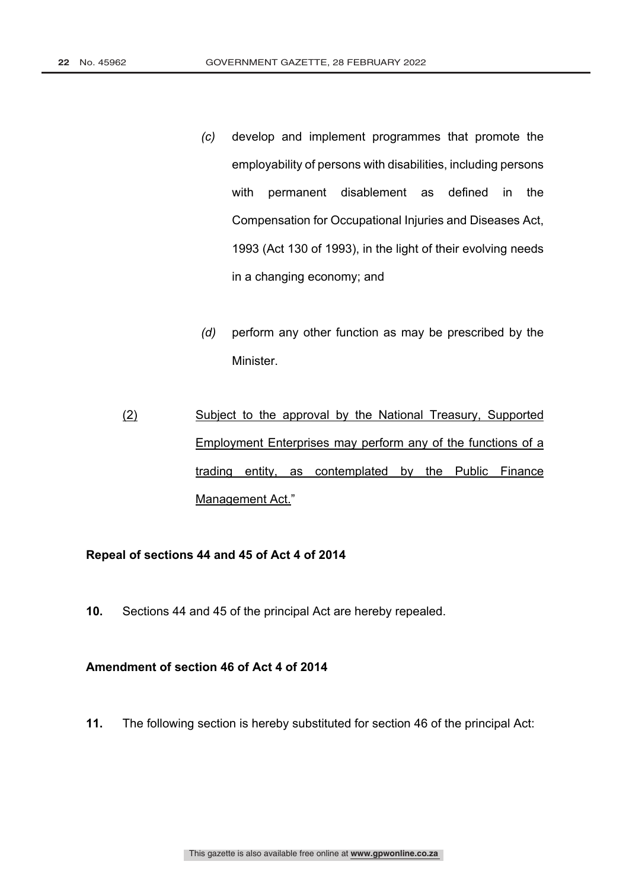*(c)* develop and implement programmes that promote the employability of persons with disabilities, including persons with permanent disablement as defined in the Compensation for Occupational Injuries and Diseases Act, 1993 (Act 130 of 1993), in the light of their evolving needs in a changing economy; and

*(d)* perform any other function as may be prescribed by the Minister.

<u>(2)</u> <u>Subject to the approval by the National Treasury, Supported Employment Enterprises may perform any of the functions of a trading entity, as contemplated by the Public Finance Management Act.</u>"

**Repeal of sections 44 and 45 of Act 4 of 2014**

**10.** Sections 44 and 45 of the principal Act are hereby repealed.

**Amendment of section 46 of Act 4 of 2014**

**11.** The following section is hereby substituted for section 46 of the principal Act: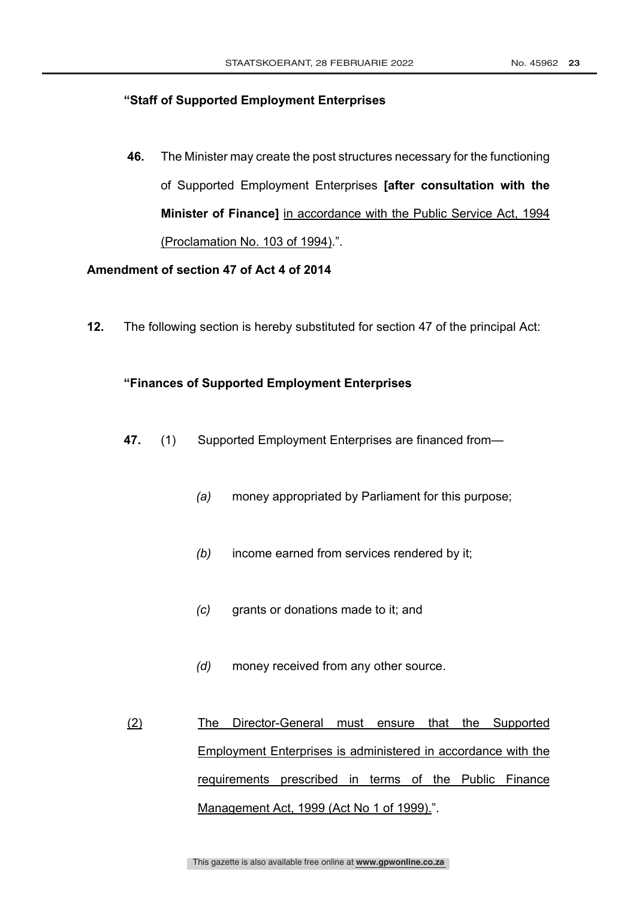**"Staff of Supported Employment Enterprises**

**46.** The Minister may create the post structures necessary for the functioning of Supported Employment Enterprises **[after consultation with the Minister of Finance]** <u>in accordance with the Public Service Act, 1994 (Proclamation No. 103 of 1994)</u>.".

**Amendment of section 47 of Act 4 of 2014**

**12.** The following section is hereby substituted for section 47 of the principal Act:

**"Finances of Supported Employment Enterprises**

**47.** (1) Supported Employment Enterprises are financed from—

*(a)* money appropriated by Parliament for this purpose;

*(b)* income earned from services rendered by it;

*(c)* grants or donations made to it; and

*(d)* money received from any other source.

<u>(2)</u> <u>The Director-General must ensure that the Supported Employment Enterprises is administered in accordance with the requirements prescribed in terms of the Public Finance Management Act, 1999 (Act No 1 of 1999).</u>".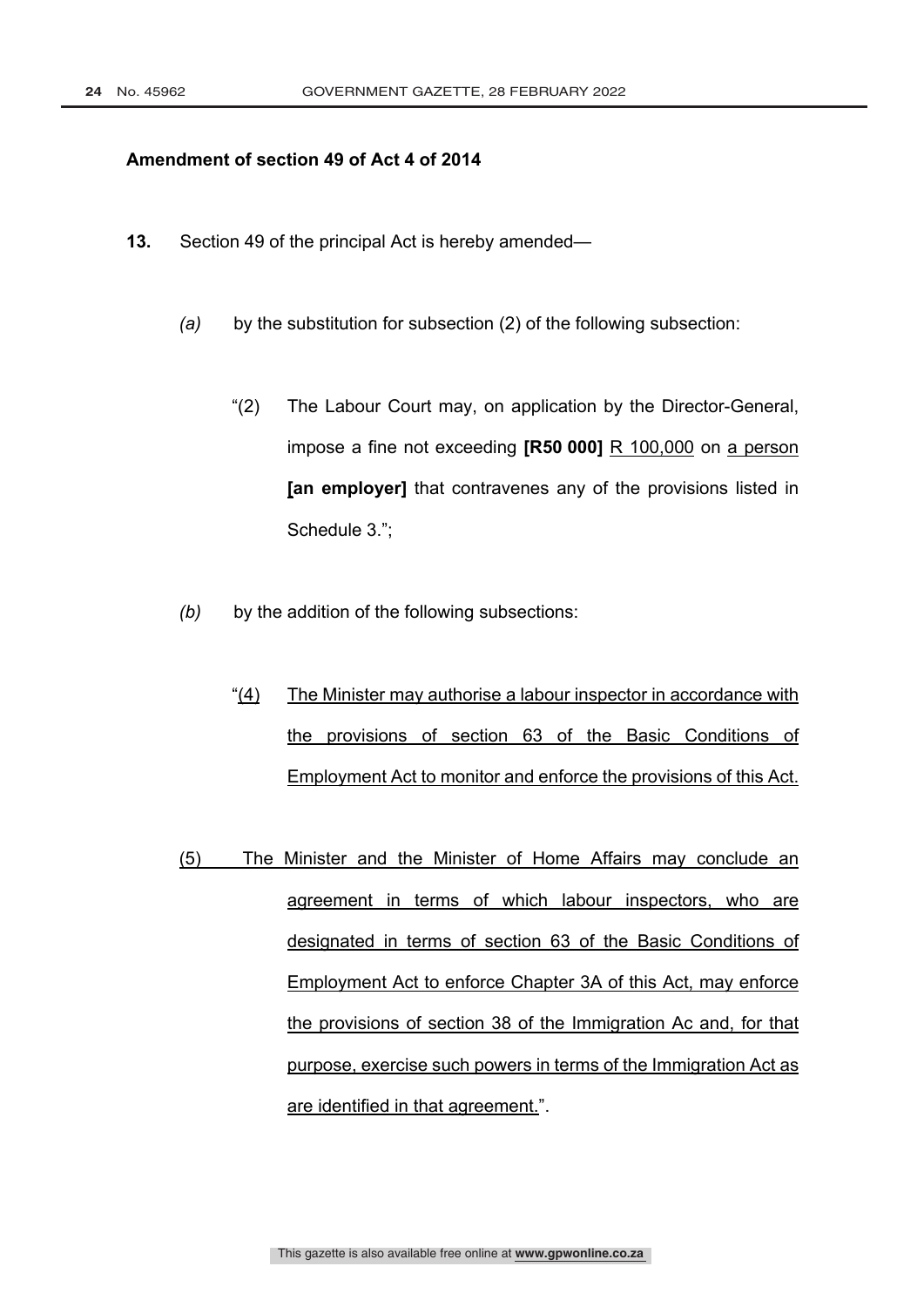**Amendment of section 49 of Act 4 of 2014**

**13.** Section 49 of the principal Act is hereby amended—

*(a)* by the substitution for subsection (2) of the following subsection:

"(2) The Labour Court may, on application by the Director-General, impose a fine not exceeding **[R50 000]** <u>R 100,000</u> on <u>a person</u> **[an employer]** that contravenes any of the provisions listed in Schedule 3.";

*(b)* by the addition of the following subsections:

"<u>(4) The Minister may authorise a labour inspector in accordance with the provisions of section 63 of the Basic Conditions of Employment Act to monitor and enforce the provisions of this Act.</u>

<u>(5) The Minister and the Minister of Home Affairs may conclude an agreement in terms of which labour inspectors, who are designated in terms of section 63 of the Basic Conditions of Employment Act to enforce Chapter 3A of this Act, may enforce the provisions of section 38 of the Immigration Ac and, for that purpose, exercise such powers in terms of the Immigration Act as are identified in that agreement.</u>".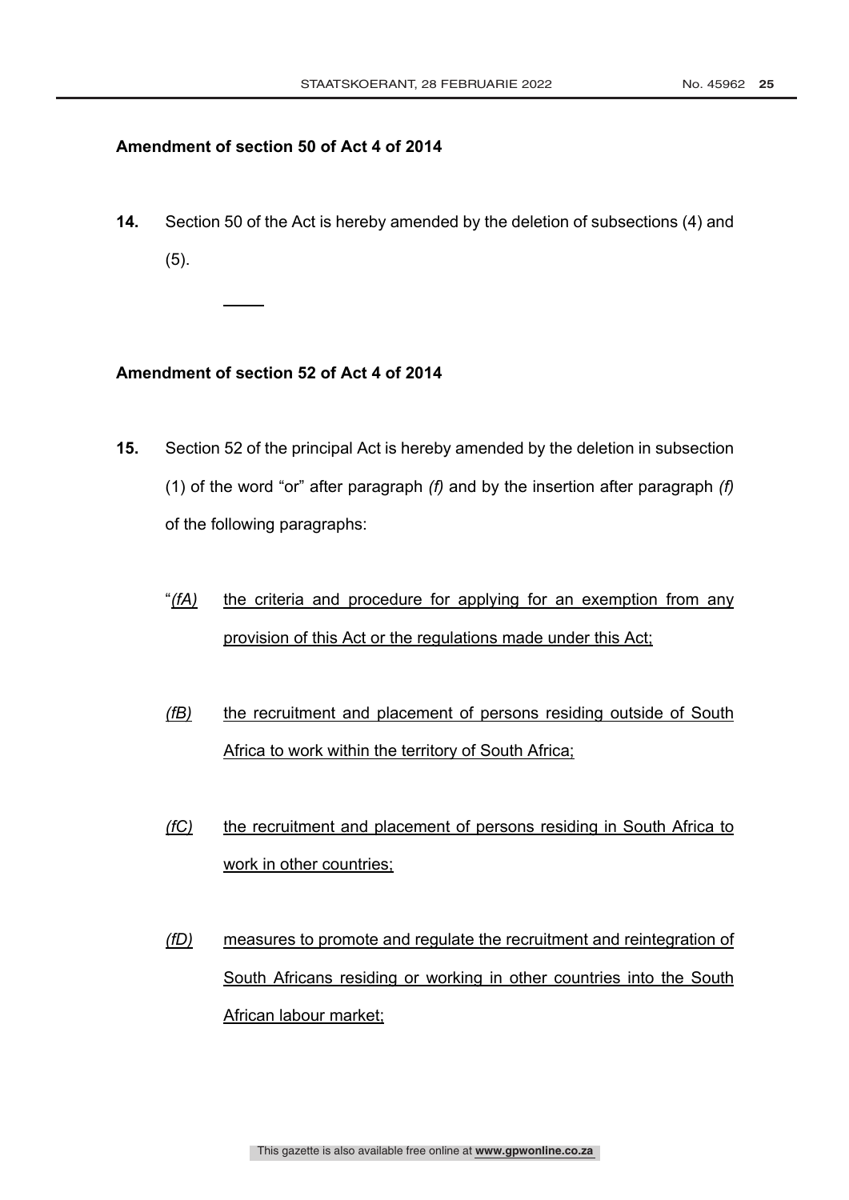**Amendment of section 50 of Act 4 of 2014**

**14.** Section 50 of the Act is hereby amended by the deletion of subsections (4) and (5).

---

**Amendment of section 52 of Act 4 of 2014**

**15.** Section 52 of the principal Act is hereby amended by the deletion in subsection (1) of the word "or" after paragraph *(f)* and by the insertion after paragraph *(f)* of the following paragraphs:

"<u>*(fA)*</u> <u>the criteria and procedure for applying for an exemption from any provision of this Act or the regulations made under this Act;</u>

<u>*(fB)*</u> <u>the recruitment and placement of persons residing outside of South Africa to work within the territory of South Africa;</u>

<u>*(fC)*</u> <u>the recruitment and placement of persons residing in South Africa to work in other countries;</u>

<u>*(fD)*</u> <u>measures to promote and regulate the recruitment and reintegration of South Africans residing or working in other countries into the South African labour market;</u>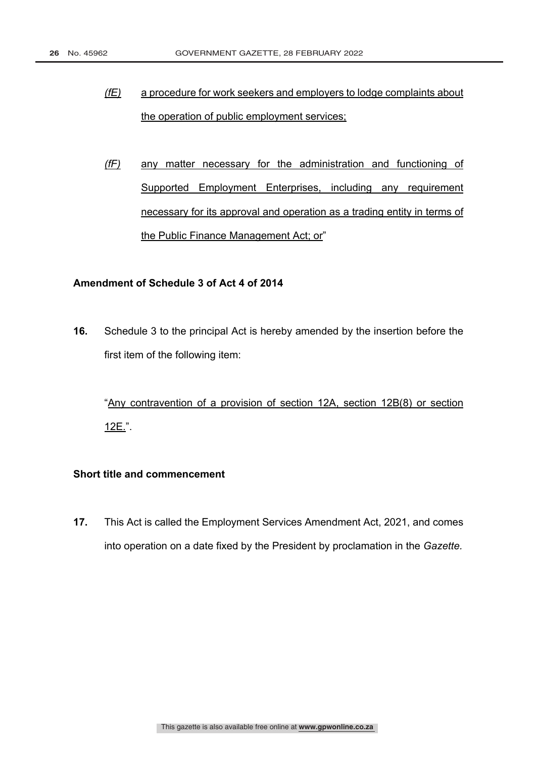*(fE)* a procedure for work seekers and employers to lodge complaints about the operation of public employment services;

*(fF)* any matter necessary for the administration and functioning of Supported Employment Enterprises, including any requirement necessary for its approval and operation as a trading entity in terms of the Public Finance Management Act; or"

**Amendment of Schedule 3 of Act 4 of 2014**

**16.** Schedule 3 to the principal Act is hereby amended by the insertion before the first item of the following item:

"Any contravention of a provision of section 12A, section 12B(8) or section 12E.".

**Short title and commencement**

**17.** This Act is called the Employment Services Amendment Act, 2021, and comes into operation on a date fixed by the President by proclamation in the *Gazette.*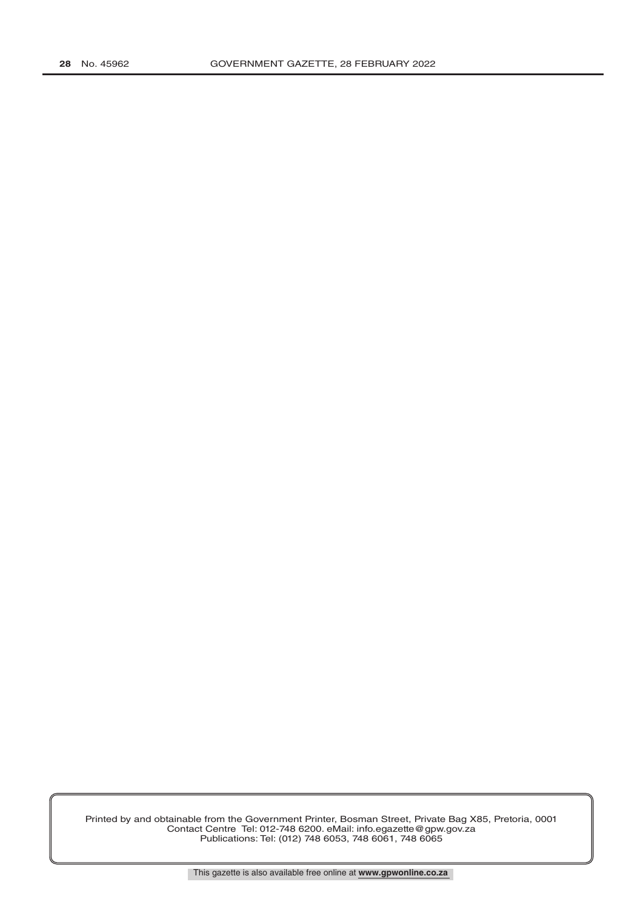Printed by and obtainable from the Government Printer, Bosman Street, Private Bag X85, Pretoria, 0001
Contact Centre Tel: 012-748 6200. eMail: info.egazette@gpw.gov.za
Publications: Tel: (012) 748 6053, 748 6061, 748 6065

This gazette is also available free online at **www.gpwonline.co.za**